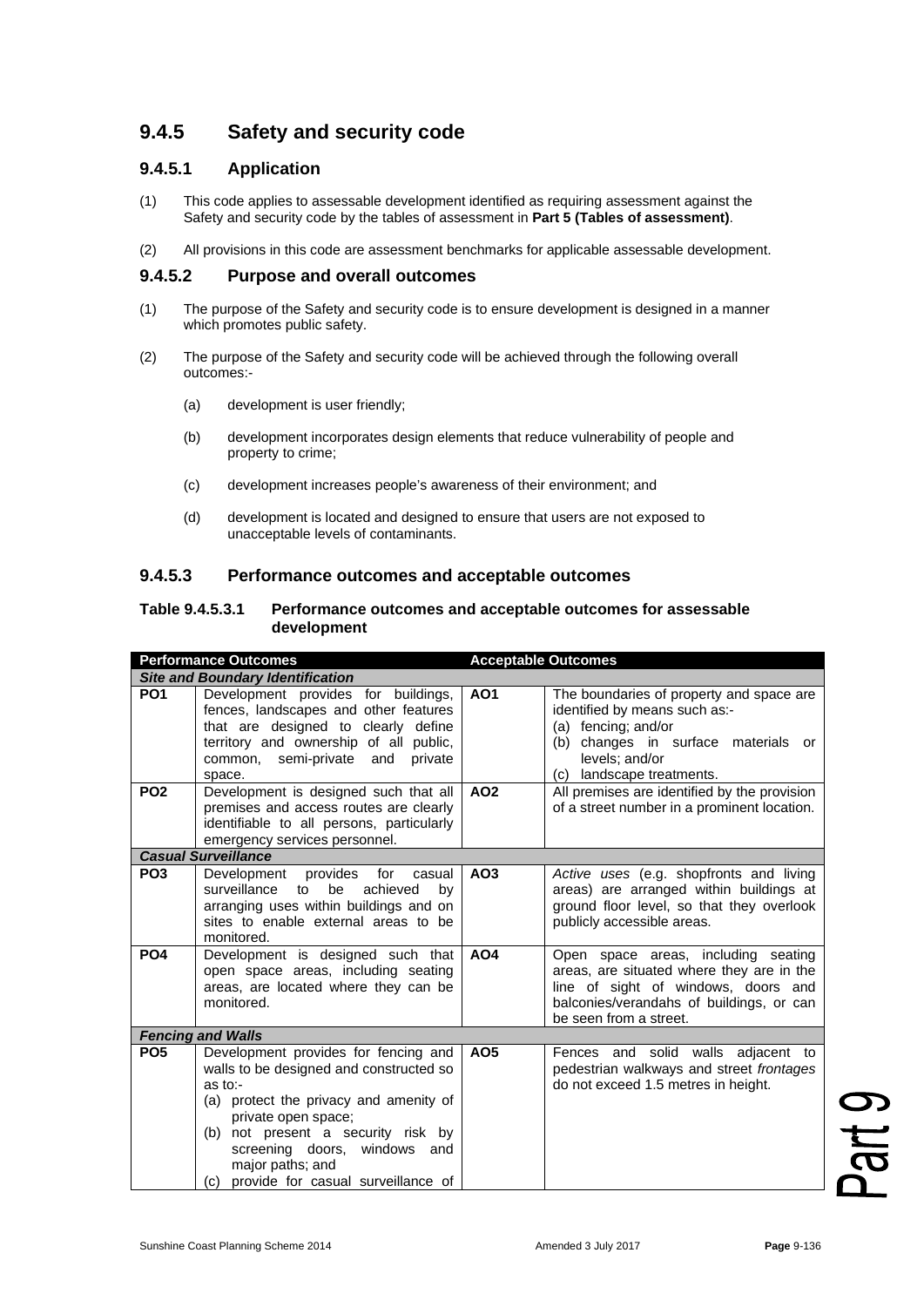## 9.4.5 Safety and security code

### 9.4.5.1 Application

(1) This code applies to assessable development identified as requiring assessment against the Safety and security code by the tables of assessment in **Part 5 (Tables of assessment)**.

(2) All provisions in this code are assessment benchmarks for applicable assessable development.

### 9.4.5.2 Purpose and overall outcomes

(1) The purpose of the Safety and security code is to ensure development is designed in a manner which promotes public safety.

(2) The purpose of the Safety and security code will be achieved through the following overall outcomes:-

(a) development is user friendly;

(b) development incorporates design elements that reduce vulnerability of people and property to crime;

(c) development increases people's awareness of their environment; and

(d) development is located and designed to ensure that users are not exposed to unacceptable levels of contaminants.

### 9.4.5.3 Performance outcomes and acceptable outcomes

**Table 9.4.5.3.1 Performance outcomes and acceptable outcomes for assessable development**

| Performance Outcomes | | Acceptable Outcomes | |
|---|---|---|---|
| ***Site and Boundary Identification*** | | | |
| **PO1** | Development provides for buildings, fences, landscapes and other features that are designed to clearly define territory and ownership of all public, common, semi-private and private space. | **AO1** | The boundaries of property and space are identified by means such as:-<br>(a) fencing; and/or<br>(b) changes in surface materials or levels; and/or<br>(c) landscape treatments. |
| **PO2** | Development is designed such that all premises and access routes are clearly identifiable to all persons, particularly emergency services personnel. | **AO2** | All premises are identified by the provision of a street number in a prominent location. |
| ***Casual Surveillance*** | | | |
| **PO3** | Development provides for casual surveillance to be achieved by arranging uses within buildings and on sites to enable external areas to be monitored. | **AO3** | *Active uses* (e.g. shopfronts and living areas) are arranged within buildings at ground floor level, so that they overlook publicly accessible areas. |
| **PO4** | Development is designed such that open space areas, including seating areas, are located where they can be monitored. | **AO4** | Open space areas, including seating areas, are situated where they are in the line of sight of windows, doors and balconies/verandahs of buildings, or can be seen from a street. |
| ***Fencing and Walls*** | | | |
| **PO5** | Development provides for fencing and walls to be designed and constructed so as to:-<br>(a) protect the privacy and amenity of private open space;<br>(b) not present a security risk by screening doors, windows and major paths; and<br>(c) provide for casual surveillance of | **AO5** | Fences and solid walls adjacent to pedestrian walkways and street *frontages* do not exceed 1.5 metres in height. |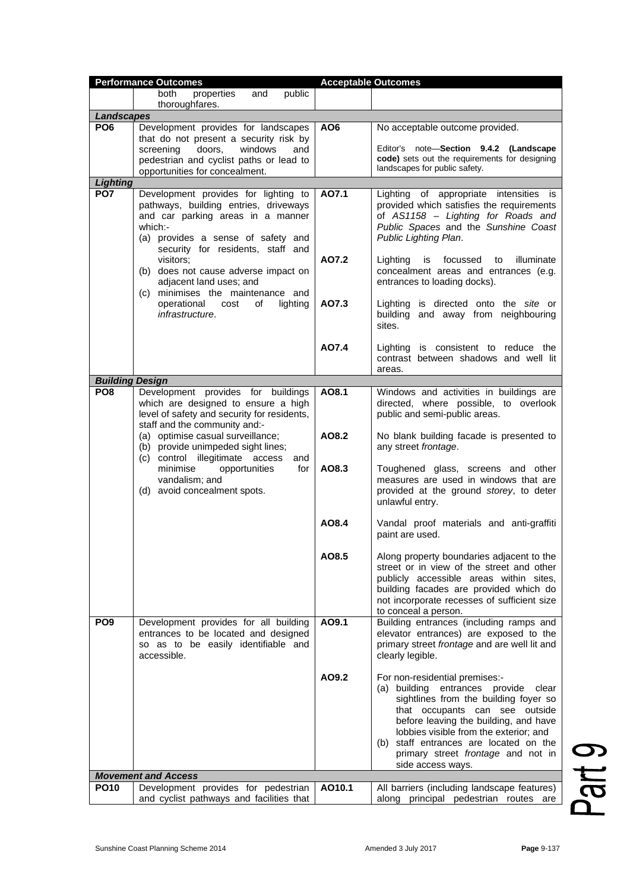| Performance Outcomes | | Acceptable Outcomes | |
|---|---|---|---|
| | both properties and public thoroughfares. | | |
| ***Landscapes*** | | | |
| **PO6** | Development provides for landscapes that do not present a security risk by screening doors, windows and pedestrian and cyclist paths or lead to opportunities for concealment. | **AO6** | No acceptable outcome provided.<br><br>Editor's note—**Section 9.4.2 (Landscape code)** sets out the requirements for designing landscapes for public safety. |
| ***Lighting*** | | | |
| **PO7** | Development provides for lighting to pathways, building entries, driveways and car parking areas in a manner which:-<br>(a) provides a sense of safety and security for residents, staff and visitors;<br>(b) does not cause adverse impact on adjacent land uses; and<br>(c) minimises the maintenance and operational cost of lighting *infrastructure*. | **AO7.1** | Lighting of appropriate intensities is provided which satisfies the requirements of *AS1158 – Lighting for Roads and Public Spaces* and the *Sunshine Coast Public Lighting Plan*. |
| | | **AO7.2** | Lighting is focussed to illuminate concealment areas and entrances (e.g. entrances to loading docks). |
| | | **AO7.3** | Lighting is directed onto the *site* or building and away from neighbouring sites. |
| | | **AO7.4** | Lighting is consistent to reduce the contrast between shadows and well lit areas. |
| ***Building Design*** | | | |
| **PO8** | Development provides for buildings which are designed to ensure a high level of safety and security for residents, staff and the community and:-<br>(a) optimise casual surveillance;<br>(b) provide unimpeded sight lines;<br>(c) control illegitimate access and minimise opportunities for vandalism; and<br>(d) avoid concealment spots. | **AO8.1** | Windows and activities in buildings are directed, where possible, to overlook public and semi-public areas. |
| | | **AO8.2** | No blank building facade is presented to any street *frontage*. |
| | | **AO8.3** | Toughened glass, screens and other measures are used in windows that are provided at the ground *storey*, to deter unlawful entry. |
| | | **AO8.4** | Vandal proof materials and anti-graffiti paint are used. |
| | | **AO8.5** | Along property boundaries adjacent to the street or in view of the street and other publicly accessible areas within sites, building facades are provided which do not incorporate recesses of sufficient size to conceal a person. |
| **PO9** | Development provides for all building entrances to be located and designed so as to be easily identifiable and accessible. | **AO9.1** | Building entrances (including ramps and elevator entrances) are exposed to the primary street *frontage* and are well lit and clearly legible. |
| | | **AO9.2** | For non-residential premises:-<br>(a) building entrances provide clear sightlines from the building foyer so that occupants can see outside before leaving the building, and have lobbies visible from the exterior; and<br>(b) staff entrances are located on the primary street *frontage* and not in side access ways. |
| ***Movement and Access*** | | | |
| **PO10** | Development provides for pedestrian and cyclist pathways and facilities that | **AO10.1** | All barriers (including landscape features) along principal pedestrian routes are |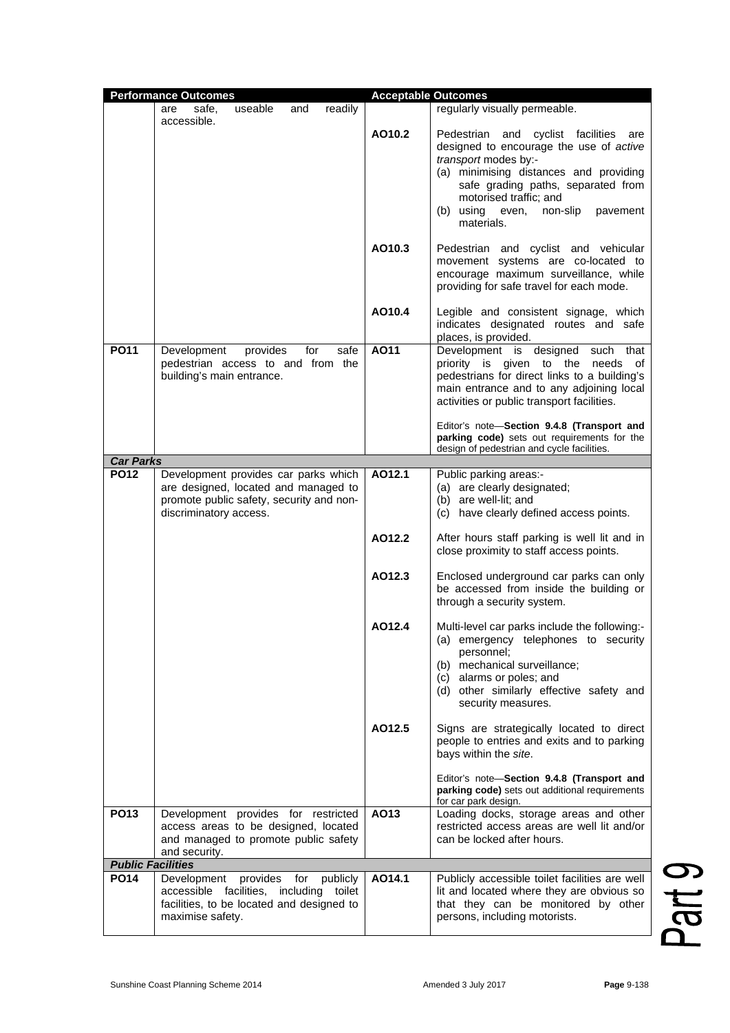| Performance Outcomes | | Acceptable Outcomes | |
|---|---|---|---|
| | are safe, useable and readily accessible. | | regularly visually permeable. |
| | | AO10.2 | Pedestrian and cyclist facilities are designed to encourage the use of *active transport* modes by:-<br>(a) minimising distances and providing safe grading paths, separated from motorised traffic; and<br>(b) using even, non-slip pavement materials. |
| | | AO10.3 | Pedestrian and cyclist and vehicular movement systems are co-located to encourage maximum surveillance, while providing for safe travel for each mode. |
| | | AO10.4 | Legible and consistent signage, which indicates designated routes and safe places, is provided. |
| **PO11** | Development provides for safe pedestrian access to and from the building's main entrance. | **AO11** | Development is designed such that priority is given to the needs of pedestrians for direct links to a building's main entrance and to any adjoining local activities or public transport facilities.<br><br>Editor's note—**Section 9.4.8 (Transport and parking code)** sets out requirements for the design of pedestrian and cycle facilities. |
| ***Car Parks*** | | | |
| **PO12** | Development provides car parks which are designed, located and managed to promote public safety, security and non-discriminatory access. | **AO12.1** | Public parking areas:-<br>(a) are clearly designated;<br>(b) are well-lit; and<br>(c) have clearly defined access points. |
| | | **AO12.2** | After hours staff parking is well lit and in close proximity to staff access points. |
| | | **AO12.3** | Enclosed underground car parks can only be accessed from inside the building or through a security system. |
| | | **AO12.4** | Multi-level car parks include the following:-<br>(a) emergency telephones to security personnel;<br>(b) mechanical surveillance;<br>(c) alarms or poles; and<br>(d) other similarly effective safety and security measures. |
| | | **AO12.5** | Signs are strategically located to direct people to entries and exits and to parking bays within the *site*.<br><br>Editor's note—**Section 9.4.8 (Transport and parking code)** sets out additional requirements for car park design. |
| **PO13** | Development provides for restricted access areas to be designed, located and managed to promote public safety and security. | **AO13** | Loading docks, storage areas and other restricted access areas are well lit and/or can be locked after hours. |
| ***Public Facilities*** | | | |
| **PO14** | Development provides for publicly accessible facilities, including toilet facilities, to be located and designed to maximise safety. | **AO14.1** | Publicly accessible toilet facilities are well lit and located where they are obvious so that they can be monitored by other persons, including motorists. |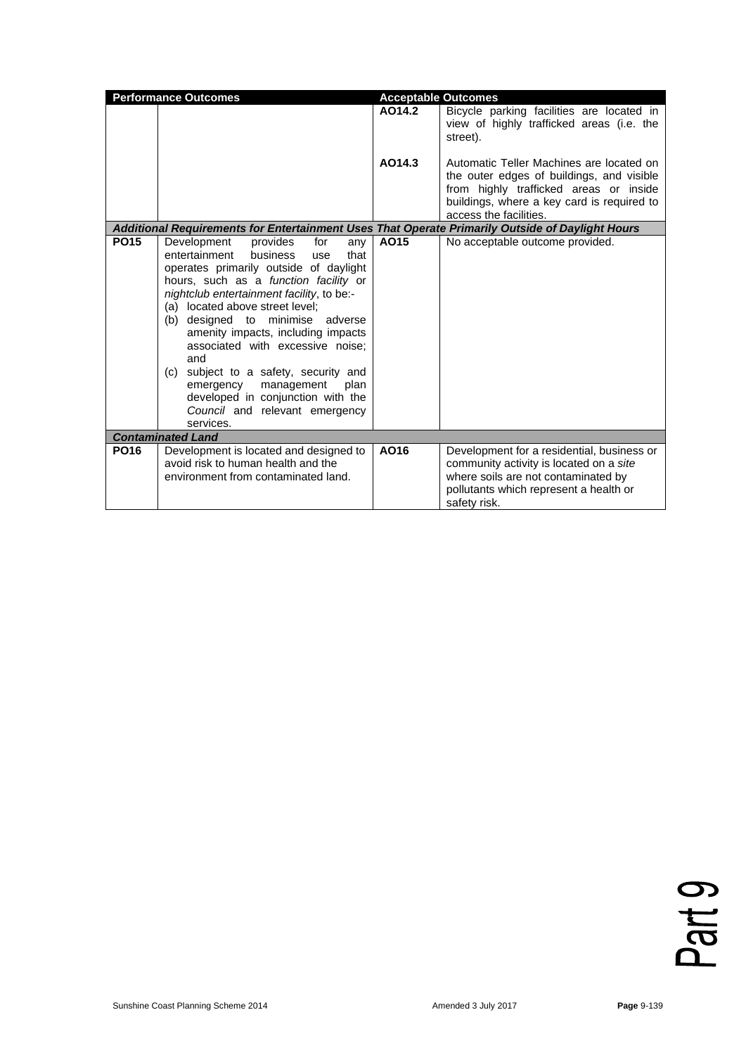| Performance Outcomes | | Acceptable Outcomes | |
|---|---|---|---|
| | | AO14.2 | Bicycle parking facilities are located in view of highly trafficked areas (i.e. the street). |
| | | AO14.3 | Automatic Teller Machines are located on the outer edges of buildings, and visible from highly trafficked areas or inside buildings, where a key card is required to access the facilities. |
| ***Additional Requirements for Entertainment Uses That Operate Primarily Outside of Daylight Hours*** | | | |
| **PO15** | Development provides for any entertainment business use that operates primarily outside of daylight hours, such as a *function facility* or *nightclub entertainment facility*, to be:- (a) located above street level; (b) designed to minimise adverse amenity impacts, including impacts associated with excessive noise; and (c) subject to a safety, security and emergency management plan developed in conjunction with the *Council* and relevant emergency services. | **AO15** | No acceptable outcome provided. |
| ***Contaminated Land*** | | | |
| **PO16** | Development is located and designed to avoid risk to human health and the environment from contaminated land. | **AO16** | Development for a residential, business or community activity is located on a *site* where soils are not contaminated by pollutants which represent a health or safety risk. |